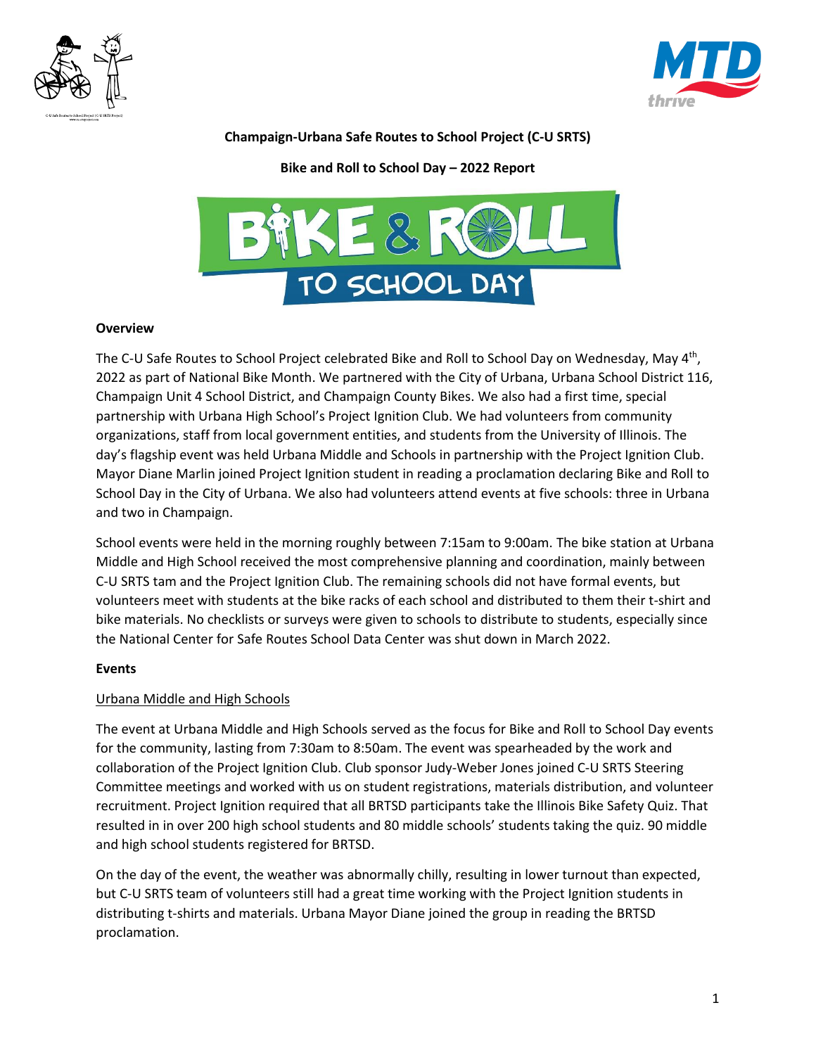**Champaign-Urbana Safe Routes to School Project (C-U SRTS)**

**Bike and Roll to School Day – 2022 Report**

## Overview

The C-U Safe Routes to School Project celebrated Bike and Roll to School Day on Wednesday, May 4th, 2022 as part of National Bike Month. We partnered with the City of Urbana, Urbana School District 116, Champaign Unit 4 School District, and Champaign County Bikes. We also had a first time, special partnership with Urbana High School's Project Ignition Club. We had volunteers from community organizations, staff from local government entities, and students from the University of Illinois. The day's flagship event was held Urbana Middle and Schools in partnership with the Project Ignition Club. Mayor Diane Marlin joined Project Ignition student in reading a proclamation declaring Bike and Roll to School Day in the City of Urbana. We also had volunteers attend events at five schools: three in Urbana and two in Champaign.

School events were held in the morning roughly between 7:15am to 9:00am. The bike station at Urbana Middle and High School received the most comprehensive planning and coordination, mainly between C-U SRTS tam and the Project Ignition Club. The remaining schools did not have formal events, but volunteers meet with students at the bike racks of each school and distributed to them their t-shirt and bike materials. No checklists or surveys were given to schools to distribute to students, especially since the National Center for Safe Routes School Data Center was shut down in March 2022.

## Events

### Urbana Middle and High Schools

The event at Urbana Middle and High Schools served as the focus for Bike and Roll to School Day events for the community, lasting from 7:30am to 8:50am. The event was spearheaded by the work and collaboration of the Project Ignition Club. Club sponsor Judy-Weber Jones joined C-U SRTS Steering Committee meetings and worked with us on student registrations, materials distribution, and volunteer recruitment. Project Ignition required that all BRTSD participants take the Illinois Bike Safety Quiz. That resulted in in over 200 high school students and 80 middle schools' students taking the quiz. 90 middle and high school students registered for BRTSD.

On the day of the event, the weather was abnormally chilly, resulting in lower turnout than expected, but C-U SRTS team of volunteers still had a great time working with the Project Ignition students in distributing t-shirts and materials. Urbana Mayor Diane joined the group in reading the BRTSD proclamation.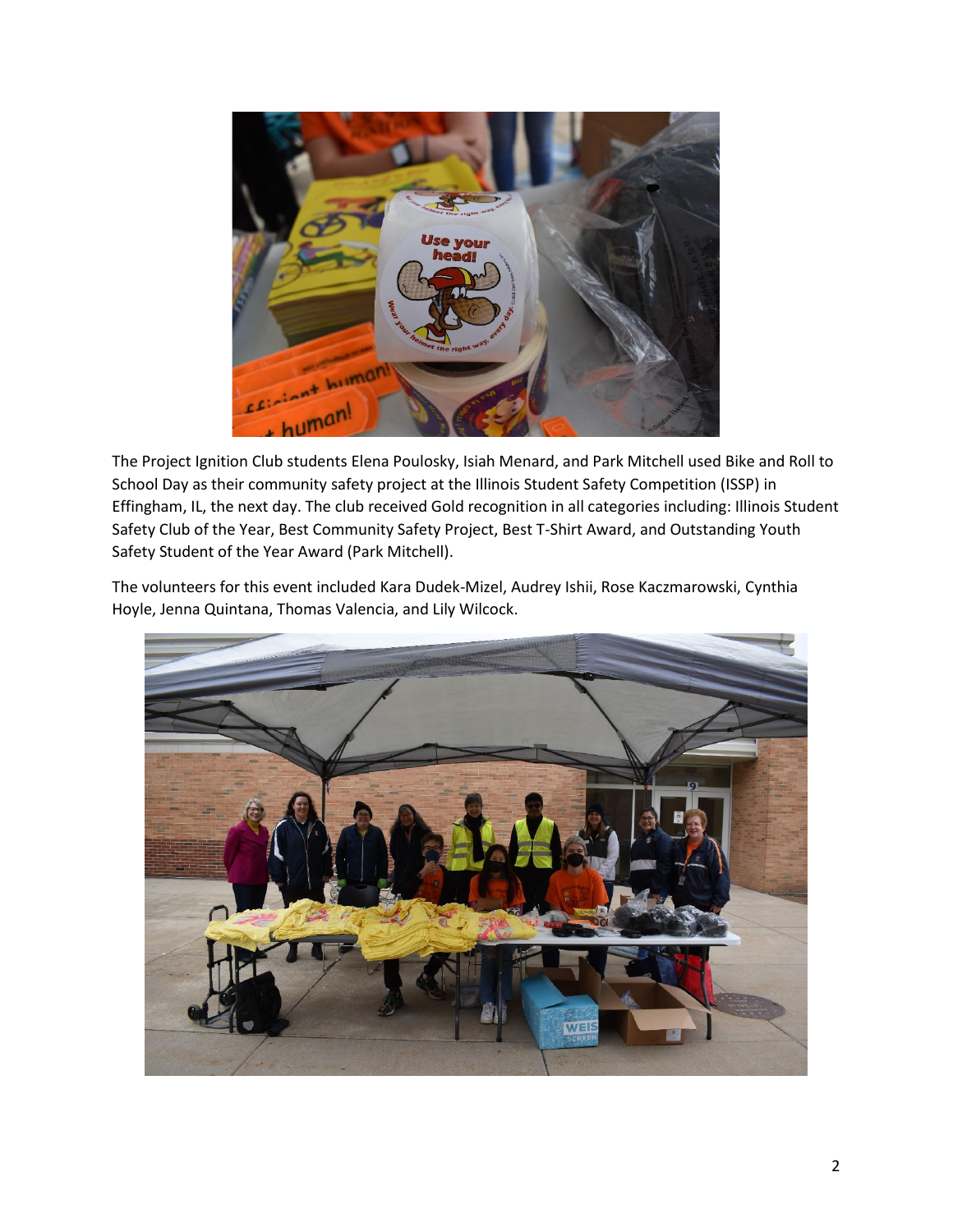The Project Ignition Club students Elena Poulosky, Isiah Menard, and Park Mitchell used Bike and Roll to School Day as their community safety project at the Illinois Student Safety Competition (ISSP) in Effingham, IL, the next day. The club received Gold recognition in all categories including: Illinois Student Safety Club of the Year, Best Community Safety Project, Best T-Shirt Award, and Outstanding Youth Safety Student of the Year Award (Park Mitchell).

The volunteers for this event included Kara Dudek-Mizel, Audrey Ishii, Rose Kaczmarowski, Cynthia Hoyle, Jenna Quintana, Thomas Valencia, and Lily Wilcock.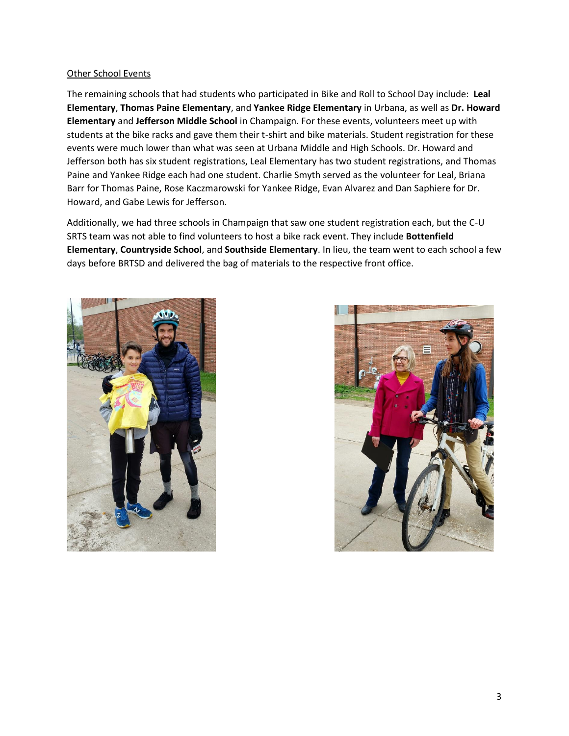<u>Other School Events</u>

The remaining schools that had students who participated in Bike and Roll to School Day include: **Leal Elementary**, **Thomas Paine Elementary**, and **Yankee Ridge Elementary** in Urbana, as well as **Dr. Howard Elementary** and **Jefferson Middle School** in Champaign. For these events, volunteers meet up with students at the bike racks and gave them their t-shirt and bike materials. Student registration for these events were much lower than what was seen at Urbana Middle and High Schools. Dr. Howard and Jefferson both has six student registrations, Leal Elementary has two student registrations, and Thomas Paine and Yankee Ridge each had one student. Charlie Smyth served as the volunteer for Leal, Briana Barr for Thomas Paine, Rose Kaczmarowski for Yankee Ridge, Evan Alvarez and Dan Saphiere for Dr. Howard, and Gabe Lewis for Jefferson.

Additionally, we had three schools in Champaign that saw one student registration each, but the C-U SRTS team was not able to find volunteers to host a bike rack event. They include **Bottenfield Elementary**, **Countryside School**, and **Southside Elementary**. In lieu, the team went to each school a few days before BRTSD and delivered the bag of materials to the respective front office.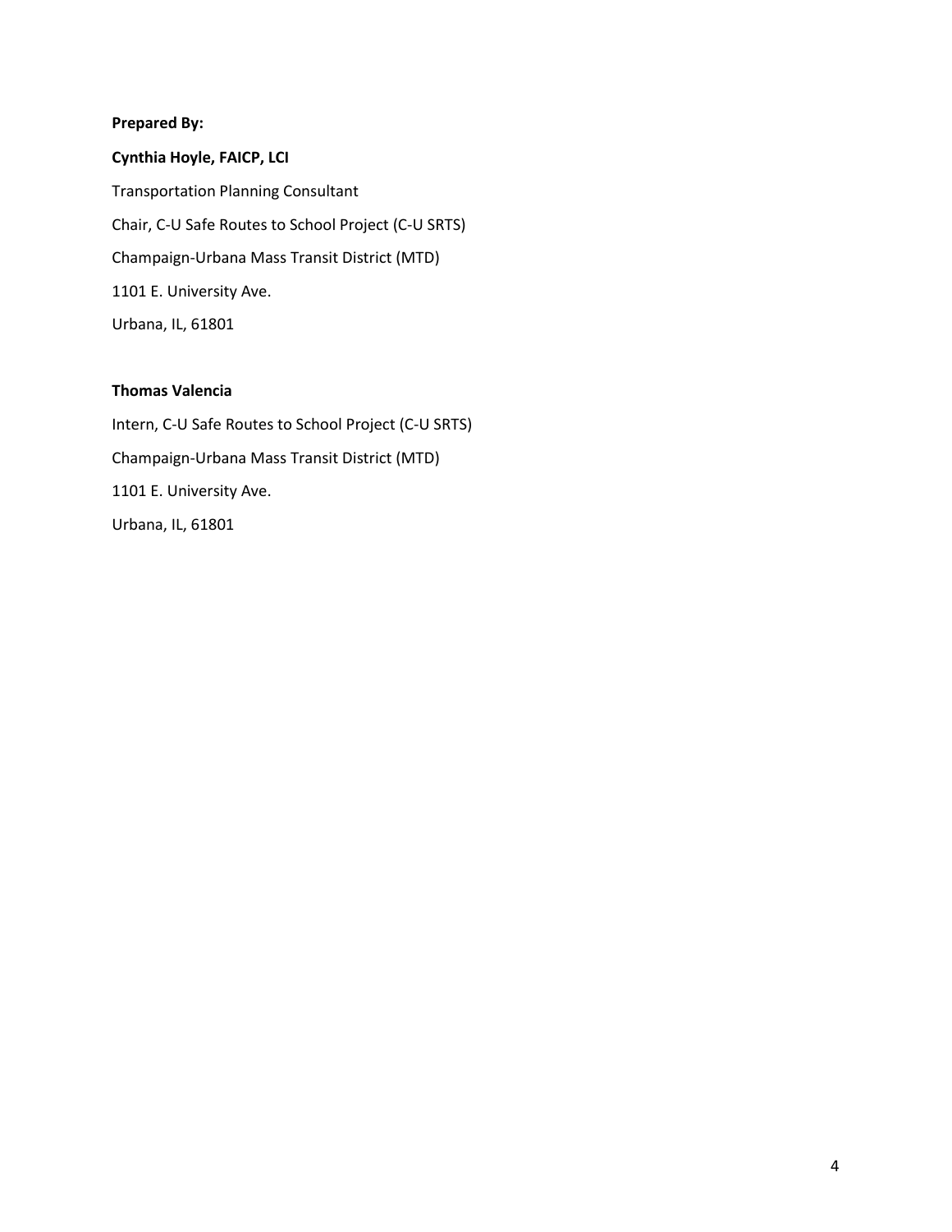**Prepared By:**

**Cynthia Hoyle, FAICP, LCI**

Transportation Planning Consultant

Chair, C-U Safe Routes to School Project (C-U SRTS)

Champaign-Urbana Mass Transit District (MTD)

1101 E. University Ave.

Urbana, IL, 61801

**Thomas Valencia**

Intern, C-U Safe Routes to School Project (C-U SRTS)

Champaign-Urbana Mass Transit District (MTD)

1101 E. University Ave.

Urbana, IL, 61801